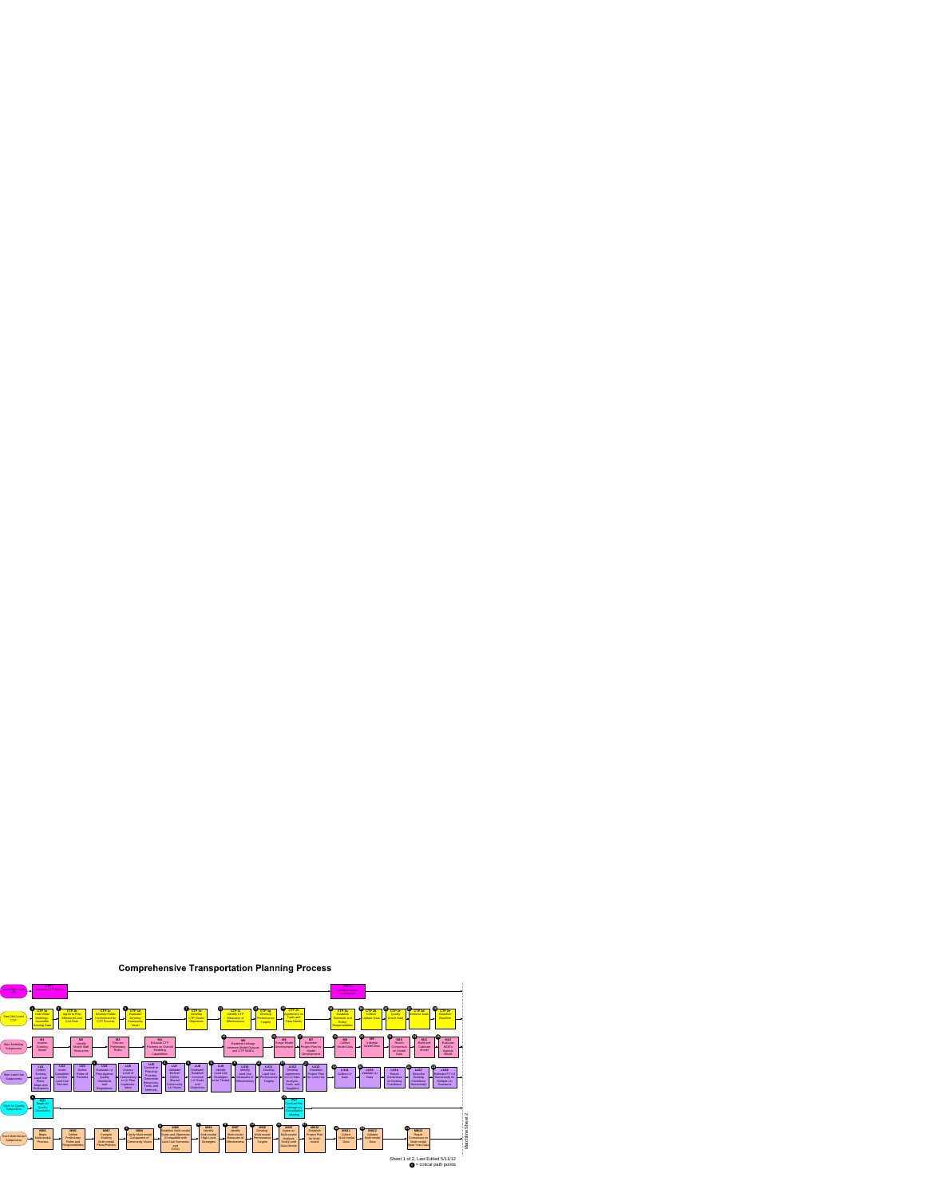# Comprehensive Transportation Planning Process

**Start Multi-Level CTP**
- CTP 1 – Develop CTP Study
- CTP 2 – Conduct Interim Consultation

**Start Multi-Level CTP**
- CTP 1a – Hold Initial Meetings; Assemble Existing Data
- CTP 1b – Agree to Plan Milestones and End Date
- CTP 1c – Develop Public Involvement for CTP Process
- CTP 1d – Evaluate/Develop Community Vision
- CTP 1e – Develop CTP Goals/Objectives
- CTP 1f – Identify CTP Measures of Effectiveness
- CTP 1g – Develop Performance Targets
- CTP 1h – Agreement on Tools and Data Needs
- CTP 1i – Establish Schedule and Roles/Responsibilities
- CTP 2a – Collect Update Data
- CTP 2b – Quality Check Data
- CTP 2c – Analyze Data
- CTP 2d – Establish Baseline

**Start Modeling Subprocess**
- MI1 – Assess Existing Model
- MI2 – Identify Model Staff Resources
- MI3 – Discuss Preliminary Roles
- MI4 – Educate CTP Partners on Overall Modeling Capabilities
- MI5 – Establish Linkage between Model Outputs and CTP MOEs
- MI6 – Scope Model Development
- MI7 – Establish Project Plan for Model Development
- MI8 – Collect Model Data
- MI9 – Validate Model Data
- MI10 – Reach Consensus on Model Data
- MI11 – Build and Calibrate Model
- MI12 – Evaluate MOEs Against Model

**Start Land Use Subprocess**
- LU1 – Collect Existing Land Use Plans, Maps and Ordinances
- LU2 – Invite Complete Current Land Use Partners
- LU3 – Define Roles of Partners
- LU4 – Evaluate LU Plan Against Quality Standards and Regulations
- LU5 – Assess Level of Consistency in LU Plan Implementation
- LU6 – Commit to Planning Process; Determine Resources, Tools, and Methods
- LU7 – Validate/Refine/Define Shared Community LU Vision
- LU8 – Evaluate/Establish Common LU Goals and Objectives
- LU9 – Identify Land Use Strategies to be Tested
- LU10 – Identify Land Use Measures of Effectiveness
- LU11 – Develop Land Use Performance Targets
- LU12 – Develop Agreement on LU Data, Analysis, Tools, and Scenarios
- LU13 – Establish Project Plan for Land Use
- LU14 – Collect LU Data
- LU15 – Validate LU Data
- LU16 – Reach Consensus on Existing Conditions
- LU17 – Describe Existing Conditions Numerically
- LU18 – Estimate FY LU Numerically for Multiple LU Scenarios

**Start Air Quality Subprocess**
- AQ1 – Begin Air Quality Discussion
- AQ2 – Conduct Pre-Emergency Consultation Meeting

**Start Multi-Modal Subprocess**
- MM1 – Begin Multi-modal Process
- MM2 – Define Preliminary Roles and Responsibilities
- MM3 – Compile Existing Multi-modal Plans/Policies
- MM4 – Clarify Multi-modal Component of Community Vision
- MM5 – Establish Multi-modal Goals and Objectives (Compatible with Land Use Scenarios and LUOs)
- MM6 – Identify Multi-modal High-Level Strategies
- MM7 – Identify Multi-modal Measures of Effectiveness
- MM8 – Develop Multi-modal Performance Targets
- MM9 – Agree on Multi-modal Analysis Tool(s) and Data Needs
- MM10 – Establish Project Plan for Multi-modal
- MM11 – Collect Multi-modal Data
- MM12 – Validate Multi-modal Data
- MM13 – Reach Consensus on Multi-modal Base Year Data

Matchline Sheet 2

Sheet 1 of 2, Last Edited 5/11/12

● = critical path points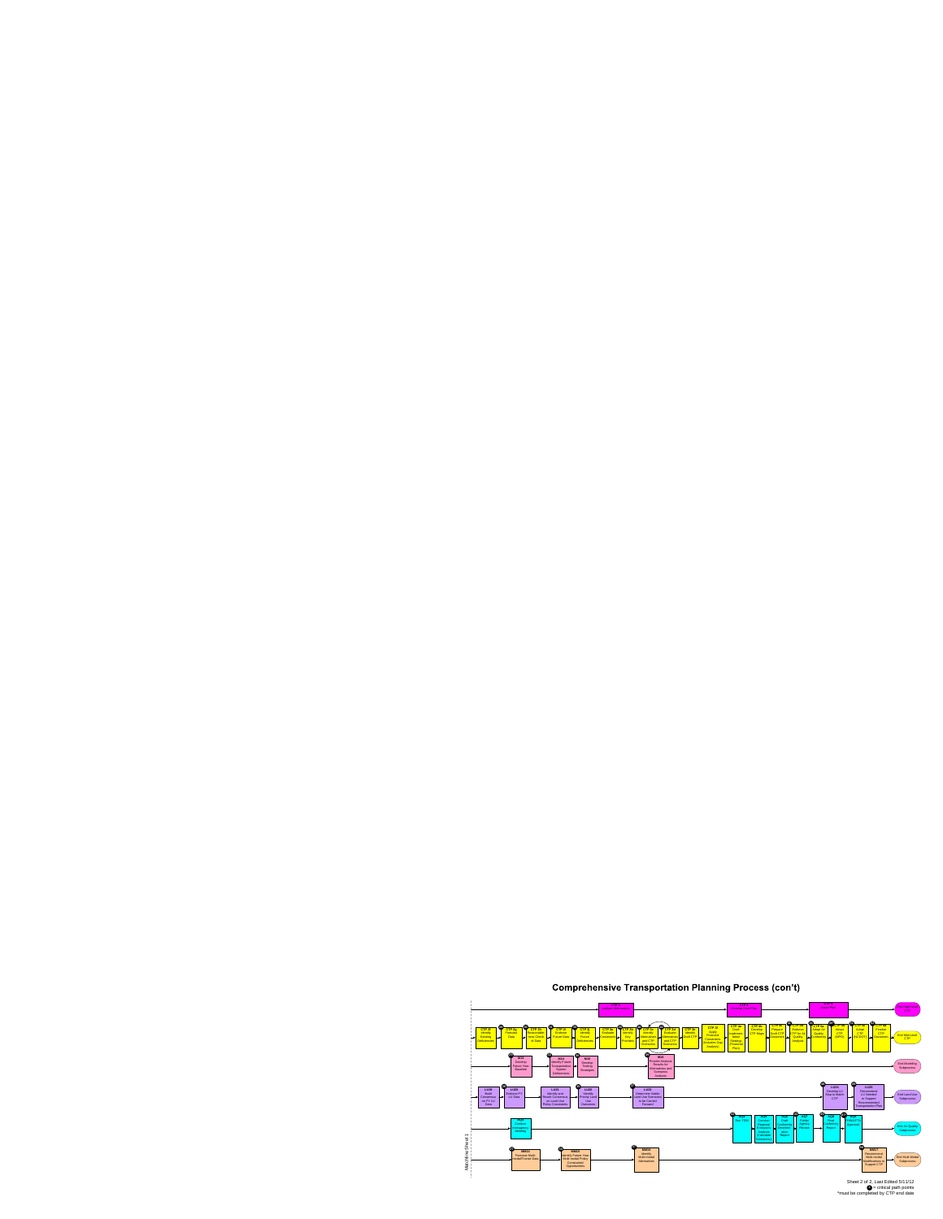# Comprehensive Transportation Planning Process (con't)

CTP 2
Prepare Alternatives

CTP 3
Develop Draft Plan

CTP 4
Adopt Plan

End High-Level CTP

CTP 2f
Identify Existing Deficiencies

CTP 2g
Forecast Data

CTP 2h
Reasonableness Check of Data

CTP 2i
Endorse Future Data

CTP 2j
Identify Future Deficiencies

CTP 2k
Evaluate Strategies

CTP 2l
Identify Key Priorities

CTP 2m
Identify Alternatives and CTP Scenarios

CTP 2n
Evaluate Alternatives and CTP Scenarios

CTP 3a
Identify Draft CTP

CTP 3b
Apply Financial Constraints (Includes Gap Analysis)

CTP 3c
Draft Implementation Strategy (Financial Plan)

CTP 3d
Develop CTP Maps

CTP 3e
Prepare Draft CTP Document

CTP 3f
Endorse CTP for Air Quality Analysis

CTP 4a
Adopt Air Quality Conformity

CTP 4b
Adopt CTP (MPO)

CTP 4c
Adopt CTP (NCDOT)

CTP 4d
Finalize CTP Document

End Mid-Level CTP

M13
Develop Future Year Baseline

M14
Identify Future Transportation System Deficiencies

M15
Develop Testing Strategies

M16
Provide Analysis Results for Alternatives and Scenarios Analysis

End Modeling Subprocess

LU19
Build Consensus on FY LU Data

LU20
Endorse FY LU Data

LU21
Identify and Build Consensus on Land Use Policy Constraints

LU22
Identify Priority Land Use Outcomes

LU23
Determine Viable Land Use Scenarios to be Carried Forward

LU24
Develop LU Map to Match CTP

LU25
Recommend LU Needed to Support Recommended Transportation Plan

End Land Use Subprocess

AQ9
Conduct Interagency Meeting

AQ10
Run TDM

AQ11
Conduct Regional Emissions Analysis (Consultant Estimations)

AQ12
Draft Conformity Determination Report

AQ13
Public Agency Review

AQ14
Final Conformity Report

AQ15
FHWA/FTA Approval

End Air Quality Subprocess

MM14
Forecast Multi-modal/Transit Data

MM15
Identify Future Year Multi-modal Policy Constraints/Opportunities

MM16
Identify Multi-modal Alternatives

MM17
Recommend Multi-modal Modifications to Support CTP

End Multi-Modal Subprocess

Match line Sheet 1

Sheet 2 of 2, Last Edited 5/11/12
= critical path points
*must be completed by CTP end date